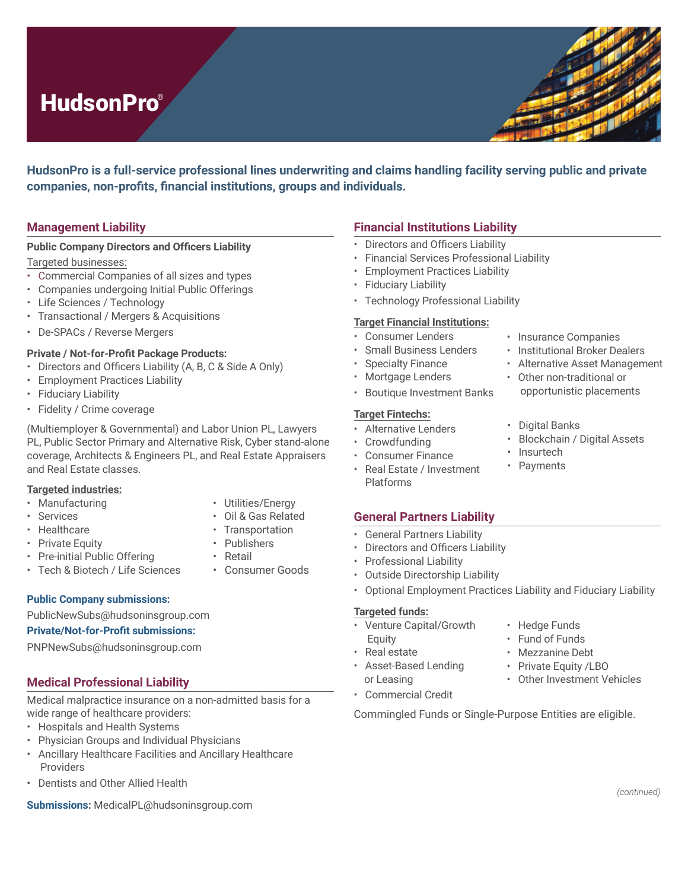# HudsonPro®

**HudsonPro is a full-service professional lines underwriting and claims handling facility serving public and private companies, non-profits, financial institutions, groups and individuals.**

## Management Liability

**Public Company Directors and Officers Liability**

Targeted businesses:

- Commercial Companies of all sizes and types
- Companies undergoing Initial Public Offerings
- Life Sciences / Technology
- Transactional / Mergers & Acquisitions
- De-SPACs / Reverse Mergers

**Private / Not-for-Profit Package Products:**

- Directors and Officers Liability (A, B, C & Side A Only)
- Employment Practices Liability
- Fiduciary Liability
- Fidelity / Crime coverage

(Multiemployer & Governmental) and Labor Union PL, Lawyers PL, Public Sector Primary and Alternative Risk, Cyber stand-alone coverage, Architects & Engineers PL, and Real Estate Appraisers and Real Estate classes.

**Targeted industries:**

- Manufacturing
- Services
- Healthcare
- Private Equity
- Pre-initial Public Offering
- Tech & Biotech / Life Sciences
- Utilities/Energy
- Oil & Gas Related
- Transportation
- Publishers
- Retail
- Consumer Goods

**Public Company submissions:**

PublicNewSubs@hudsoninsgroup.com

**Private/Not-for-Profit submissions:**

PNPNewSubs@hudsoninsgroup.com

## Medical Professional Liability

Medical malpractice insurance on a non-admitted basis for a wide range of healthcare providers:

- Hospitals and Health Systems
- Physician Groups and Individual Physicians
- Ancillary Healthcare Facilities and Ancillary Healthcare Providers
- Dentists and Other Allied Health

**Submissions:** MedicalPL@hudsoninsgroup.com

## Financial Institutions Liability

- Directors and Officers Liability
- Financial Services Professional Liability
- Employment Practices Liability
- Fiduciary Liability
- Technology Professional Liability

**Target Financial Institutions:**

- Consumer Lenders
- Small Business Lenders
- Specialty Finance
- Mortgage Lenders
- Boutique Investment Banks
- Insurance Companies
- Institutional Broker Dealers
- Alternative Asset Management
- Other non-traditional or opportunistic placements

**Target Fintechs:**

- Alternative Lenders
- Crowdfunding
- Consumer Finance
- Real Estate / Investment Platforms
- Digital Banks
- Blockchain / Digital Assets
- Insurtech
- Payments

## General Partners Liability

- General Partners Liability
- Directors and Officers Liability
- Professional Liability
- Outside Directorship Liability
- Optional Employment Practices Liability and Fiduciary Liability

**Targeted funds:**

- Venture Capital/Growth Equity
- Real estate
- Asset-Based Lending or Leasing
- Commercial Credit
- Hedge Funds
- Fund of Funds
- Mezzanine Debt
- Private Equity /LBO
- Other Investment Vehicles

Commingled Funds or Single-Purpose Entities are eligible.

*(continued)*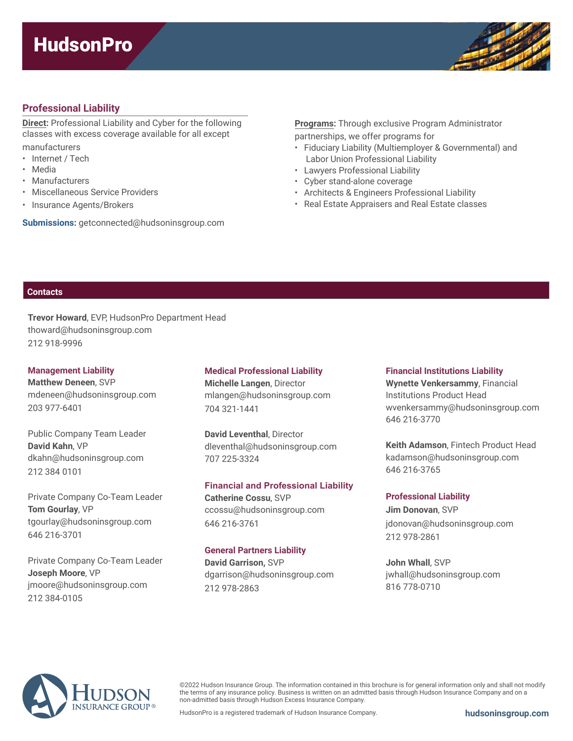# HudsonPro

## Professional Liability

**Direct:** Professional Liability and Cyber for the following classes with excess coverage available for all except manufacturers

- Internet / Tech
- Media
- Manufacturers
- Miscellaneous Service Providers
- Insurance Agents/Brokers

**Submissions:** getconnected@hudsoninsgroup.com

**Programs:** Through exclusive Program Administrator partnerships, we offer programs for

- Fiduciary Liability (Multiemployer & Governmental) and Labor Union Professional Liability
- Lawyers Professional Liability
- Cyber stand-alone coverage
- Architects & Engineers Professional Liability
- Real Estate Appraisers and Real Estate classes

## Contacts

**Trevor Howard**, EVP, HudsonPro Department Head
thoward@hudsoninsgroup.com
212 918-9996

### Management Liability

**Matthew Deneen**, SVP
mdeneen@hudsoninsgroup.com
203 977-6401

Public Company Team Leader
**David Kahn**, VP
dkahn@hudsoninsgroup.com
212 384 0101

Private Company Co-Team Leader
**Tom Gourlay**, VP
tgourlay@hudsoninsgroup.com
646 216-3701

Private Company Co-Team Leader
**Joseph Moore**, VP
jmoore@hudsoninsgroup.com
212 384-0105

### Medical Professional Liability

**Michelle Langen**, Director
mlangen@hudsoninsgroup.com
704 321-1441

**David Leventhal**, Director
dleventhal@hudsoninsgroup.com
707 225-3324

### Financial and Professional Liability

**Catherine Cossu**, SVP
ccossu@hudsoninsgroup.com
646 216-3761

### General Partners Liability

**David Garrison,** SVP
dgarrison@hudsoninsgroup.com
212 978-2863

### Financial Institutions Liability

**Wynette Venkersammy**, Financial Institutions Product Head
wvenkersammy@hudsoninsgroup.com
646 216-3770

**Keith Adamson**, Fintech Product Head
kadamson@hudsoninsgroup.com
646 216-3765

### Professional Liability

**Jim Donovan**, SVP
jdonovan@hudsoninsgroup.com
212 978-2861

**John Whall**, SVP
jwhall@hudsoninsgroup.com
816 778-0710

HUDSON INSURANCE GROUP®

©2022 Hudson Insurance Group. The information contained in this brochure is for general information only and shall not modify the terms of any insurance policy. Business is written on an admitted basis through Hudson Insurance Company and on a non-admitted basis through Hudson Excess Insurance Company.

HudsonPro is a registered trademark of Hudson Insurance Company.

hudsoninsgroup.com